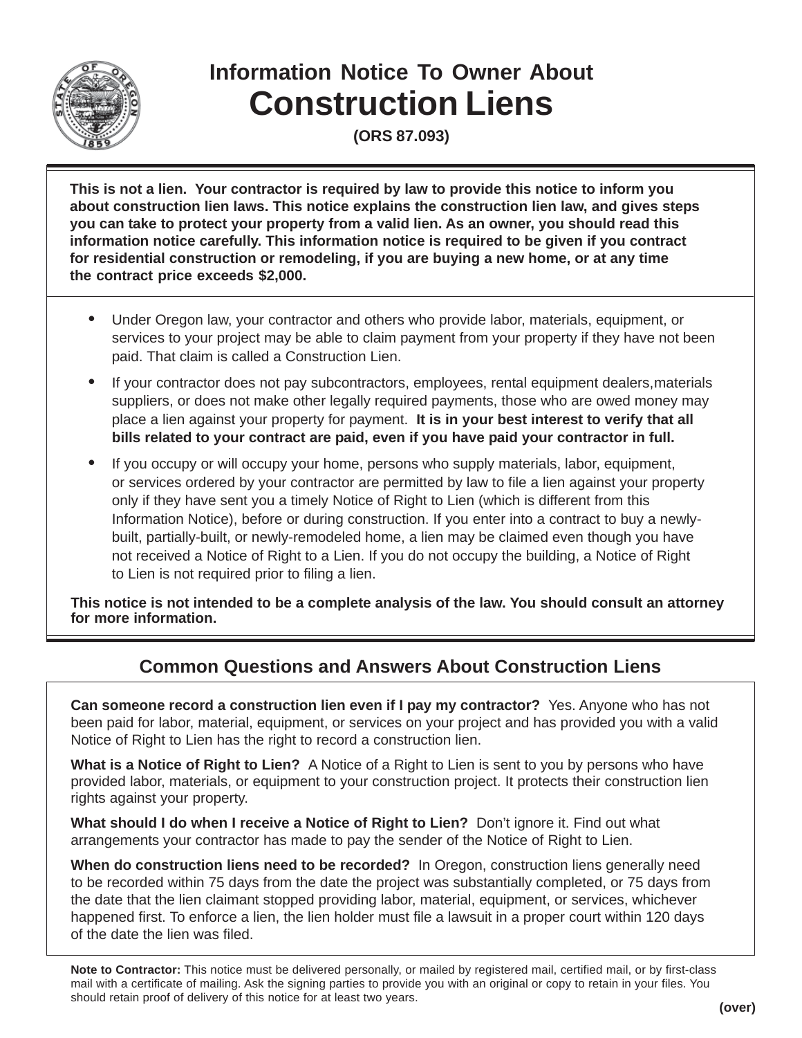# Information Notice To Owner About
# Construction Liens

**(ORS 87.093)**

**This is not a lien. Your contractor is required by law to provide this notice to inform you about construction lien laws. This notice explains the construction lien law, and gives steps you can take to protect your property from a valid lien. As an owner, you should read this information notice carefully. This information notice is required to be given if you contract for residential construction or remodeling, if you are buying a new home, or at any time the contract price exceeds $2,000.**

- Under Oregon law, your contractor and others who provide labor, materials, equipment, or services to your project may be able to claim payment from your property if they have not been paid. That claim is called a Construction Lien.
- If your contractor does not pay subcontractors, employees, rental equipment dealers,materials suppliers, or does not make other legally required payments, those who are owed money may place a lien against your property for payment. **It is in your best interest to verify that all bills related to your contract are paid, even if you have paid your contractor in full.**
- If you occupy or will occupy your home, persons who supply materials, labor, equipment, or services ordered by your contractor are permitted by law to file a lien against your property only if they have sent you a timely Notice of Right to Lien (which is different from this Information Notice), before or during construction. If you enter into a contract to buy a newly-built, partially-built, or newly-remodeled home, a lien may be claimed even though you have not received a Notice of Right to a Lien. If you do not occupy the building, a Notice of Right to Lien is not required prior to filing a lien.

**This notice is not intended to be a complete analysis of the law. You should consult an attorney for more information.**

## Common Questions and Answers About Construction Liens

**Can someone record a construction lien even if I pay my contractor?** Yes. Anyone who has not been paid for labor, material, equipment, or services on your project and has provided you with a valid Notice of Right to Lien has the right to record a construction lien.

**What is a Notice of Right to Lien?** A Notice of a Right to Lien is sent to you by persons who have provided labor, materials, or equipment to your construction project. It protects their construction lien rights against your property.

**What should I do when I receive a Notice of Right to Lien?** Don't ignore it. Find out what arrangements your contractor has made to pay the sender of the Notice of Right to Lien.

**When do construction liens need to be recorded?** In Oregon, construction liens generally need to be recorded within 75 days from the date the project was substantially completed, or 75 days from the date that the lien claimant stopped providing labor, material, equipment, or services, whichever happened first. To enforce a lien, the lien holder must file a lawsuit in a proper court within 120 days of the date the lien was filed.

**Note to Contractor:** This notice must be delivered personally, or mailed by registered mail, certified mail, or by first-class mail with a certificate of mailing. Ask the signing parties to provide you with an original or copy to retain in your files. You should retain proof of delivery of this notice for at least two years.

**(over)**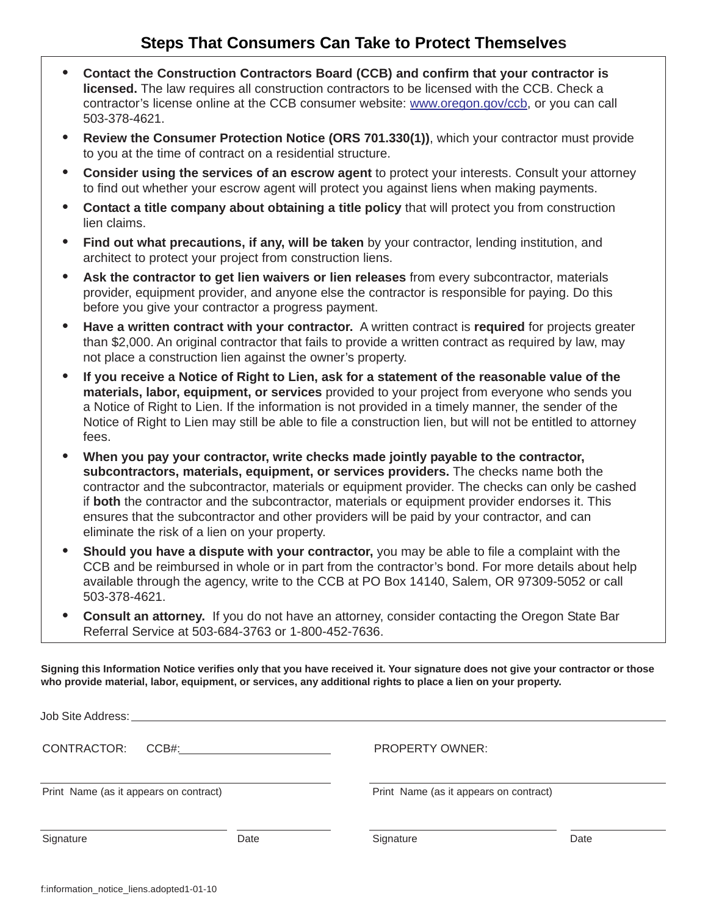## Steps That Consumers Can Take to Protect Themselves

- **Contact the Construction Contractors Board (CCB) and confirm that your contractor is licensed.** The law requires all construction contractors to be licensed with the CCB. Check a contractor's license online at the CCB consumer website: www.oregon.gov/ccb, or you can call 503-378-4621.
- **Review the Consumer Protection Notice (ORS 701.330(1))**, which your contractor must provide to you at the time of contract on a residential structure.
- **Consider using the services of an escrow agent** to protect your interests. Consult your attorney to find out whether your escrow agent will protect you against liens when making payments.
- **Contact a title company about obtaining a title policy** that will protect you from construction lien claims.
- **Find out what precautions, if any, will be taken** by your contractor, lending institution, and architect to protect your project from construction liens.
- **Ask the contractor to get lien waivers or lien releases** from every subcontractor, materials provider, equipment provider, and anyone else the contractor is responsible for paying. Do this before you give your contractor a progress payment.
- **Have a written contract with your contractor.** A written contract is **required** for projects greater than $2,000. An original contractor that fails to provide a written contract as required by law, may not place a construction lien against the owner's property.
- **If you receive a Notice of Right to Lien, ask for a statement of the reasonable value of the materials, labor, equipment, or services** provided to your project from everyone who sends you a Notice of Right to Lien. If the information is not provided in a timely manner, the sender of the Notice of Right to Lien may still be able to file a construction lien, but will not be entitled to attorney fees.
- **When you pay your contractor, write checks made jointly payable to the contractor, subcontractors, materials, equipment, or services providers.** The checks name both the contractor and the subcontractor, materials or equipment provider. The checks can only be cashed if **both** the contractor and the subcontractor, materials or equipment provider endorses it. This ensures that the subcontractor and other providers will be paid by your contractor, and can eliminate the risk of a lien on your property.
- **Should you have a dispute with your contractor,** you may be able to file a complaint with the CCB and be reimbursed in whole or in part from the contractor's bond. For more details about help available through the agency, write to the CCB at PO Box 14140, Salem, OR 97309-5052 or call 503-378-4621.
- **Consult an attorney.** If you do not have an attorney, consider contacting the Oregon State Bar Referral Service at 503-684-3763 or 1-800-452-7636.

**Signing this Information Notice verifies only that you have received it. Your signature does not give your contractor or those who provide material, labor, equipment, or services, any additional rights to place a lien on your property.**

Job Site Address: ______________________________

CONTRACTOR: CCB#: ____________________

______________________________
Print Name (as it appears on contract)

______________________ __________
Signature Date

PROPERTY OWNER:

______________________________
Print Name (as it appears on contract)

______________________ __________
Signature Date

f:information_notice_liens.adopted1-01-10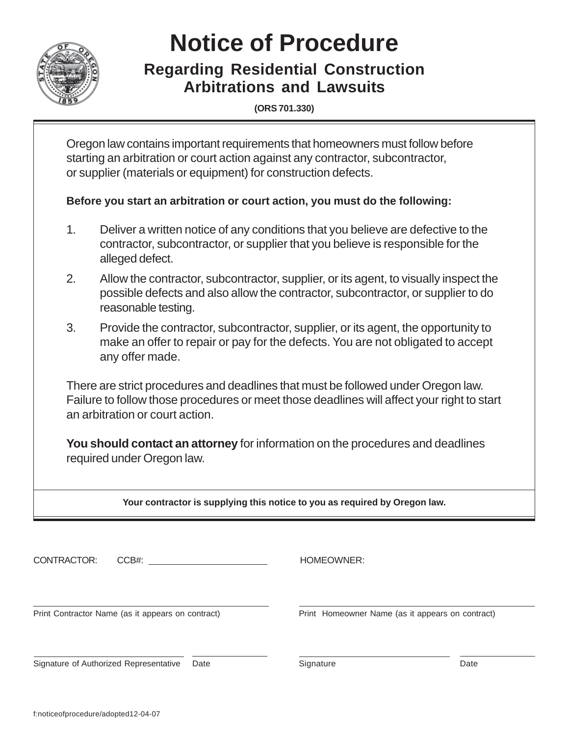# Notice of Procedure

## Regarding Residential Construction Arbitrations and Lawsuits

**(ORS 701.330)**

Oregon law contains important requirements that homeowners must follow before starting an arbitration or court action against any contractor, subcontractor, or supplier (materials or equipment) for construction defects.

**Before you start an arbitration or court action, you must do the following:**

1. Deliver a written notice of any conditions that you believe are defective to the contractor, subcontractor, or supplier that you believe is responsible for the alleged defect.
2. Allow the contractor, subcontractor, supplier, or its agent, to visually inspect the possible defects and also allow the contractor, subcontractor, or supplier to do reasonable testing.
3. Provide the contractor, subcontractor, supplier, or its agent, the opportunity to make an offer to repair or pay for the defects. You are not obligated to accept any offer made.

There are strict procedures and deadlines that must be followed under Oregon law. Failure to follow those procedures or meet those deadlines will affect your right to start an arbitration or court action.

**You should contact an attorney** for information on the procedures and deadlines required under Oregon law.

**Your contractor is supplying this notice to you as required by Oregon law.**

CONTRACTOR: CCB#: ____________________

HOMEOWNER:

______________________________
Print Contractor Name (as it appears on contract)

______________________________
Print Homeowner Name (as it appears on contract)

______________________________ __________
Signature of Authorized Representative Date

______________________________ __________
Signature Date

f:noticeofprocedure/adopted12-04-07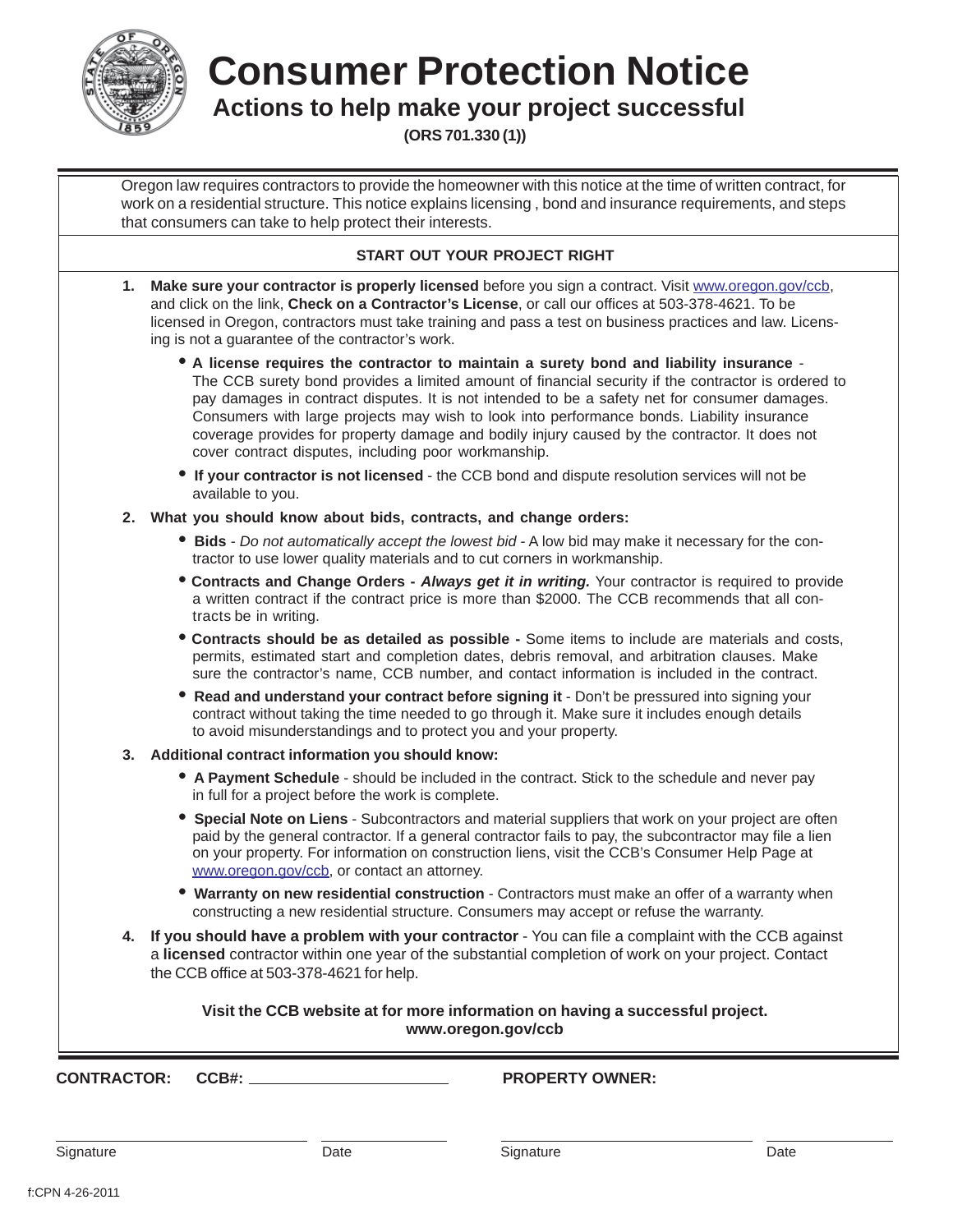# Consumer Protection Notice

## Actions to help make your project successful

**(ORS 701.330 (1))**

Oregon law requires contractors to provide the homeowner with this notice at the time of written contract, for work on a residential structure. This notice explains licensing , bond and insurance requirements, and steps that consumers can take to help protect their interests.

**START OUT YOUR PROJECT RIGHT**

1. **Make sure your contractor is properly licensed** before you sign a contract. Visit www.oregon.gov/ccb, and click on the link, **Check on a Contractor's License**, or call our offices at 503-378-4621. To be licensed in Oregon, contractors must take training and pass a test on business practices and law. Licensing is not a guarantee of the contractor's work.
   - **A license requires the contractor to maintain a surety bond and liability insurance** - The CCB surety bond provides a limited amount of financial security if the contractor is ordered to pay damages in contract disputes. It is not intended to be a safety net for consumer damages. Consumers with large projects may wish to look into performance bonds. Liability insurance coverage provides for property damage and bodily injury caused by the contractor. It does not cover contract disputes, including poor workmanship.
   - **If your contractor is not licensed** - the CCB bond and dispute resolution services will not be available to you.
2. **What you should know about bids, contracts, and change orders:**
   - **Bids** - *Do not automatically accept the lowest bid* - A low bid may make it necessary for the contractor to use lower quality materials and to cut corners in workmanship.
   - **Contracts and Change Orders -** ***Always get it in writing.*** Your contractor is required to provide a written contract if the contract price is more than $2000. The CCB recommends that all contracts be in writing.
   - **Contracts should be as detailed as possible -** Some items to include are materials and costs, permits, estimated start and completion dates, debris removal, and arbitration clauses. Make sure the contractor's name, CCB number, and contact information is included in the contract.
   - **Read and understand your contract before signing it** - Don't be pressured into signing your contract without taking the time needed to go through it. Make sure it includes enough details to avoid misunderstandings and to protect you and your property.
3. **Additional contract information you should know:**
   - **A Payment Schedule** - should be included in the contract. Stick to the schedule and never pay in full for a project before the work is complete.
   - **Special Note on Liens** - Subcontractors and material suppliers that work on your project are often paid by the general contractor. If a general contractor fails to pay, the subcontractor may file a lien on your property. For information on construction liens, visit the CCB's Consumer Help Page at www.oregon.gov/ccb, or contact an attorney.
   - **Warranty on new residential construction** - Contractors must make an offer of a warranty when constructing a new residential structure. Consumers may accept or refuse the warranty.
4. **If you should have a problem with your contractor** - You can file a complaint with the CCB against a **licensed** contractor within one year of the substantial completion of work on your project. Contact the CCB office at 503-378-4621 for help.

**Visit the CCB website at for more information on having a successful project.**
**www.oregon.gov/ccb**

**CONTRACTOR:** **CCB#:** ______________________ **PROPERTY OWNER:**

______________________ Signature ____________ Date ______________________ Signature ____________ Date

f:CPN 4-26-2011